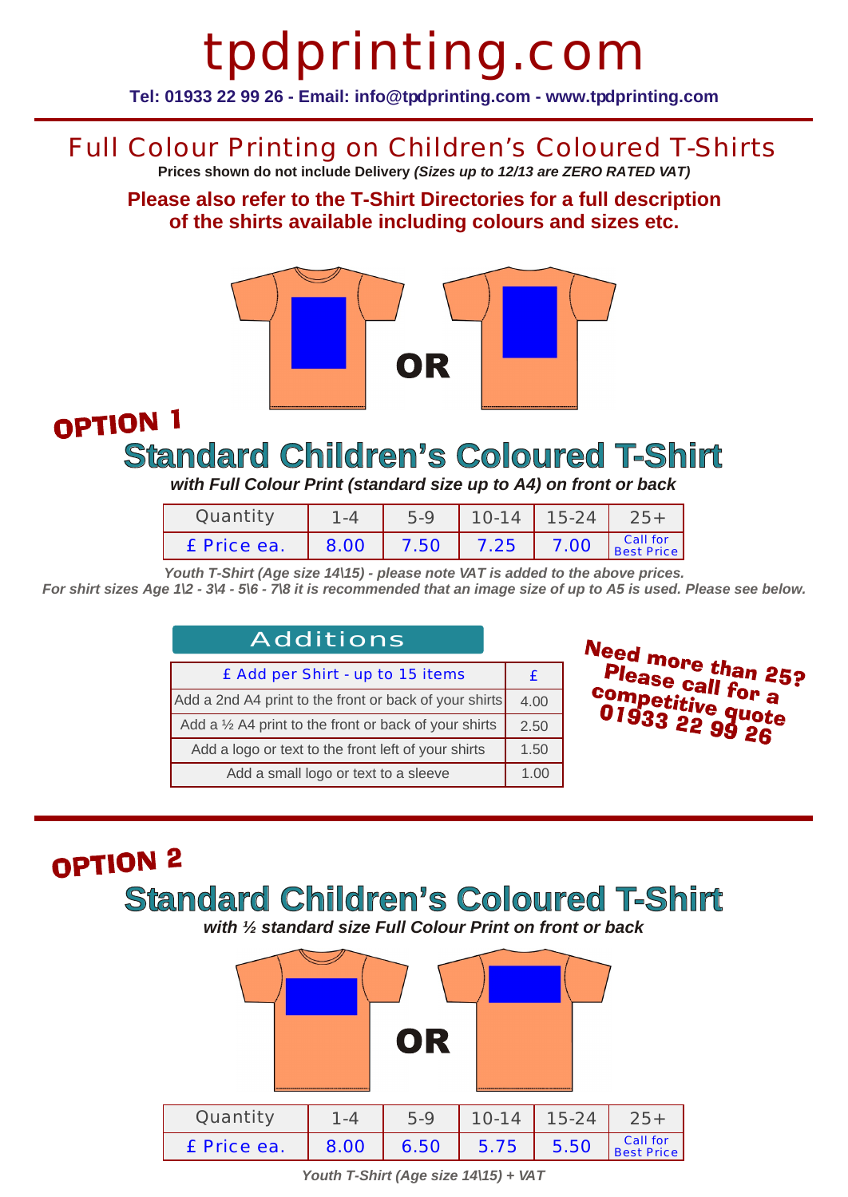# tpdprinting.com

**Tel: 01933 22 99 26 - Email: info@tpdprinting.com - www.tpdprinting.com**

## Full Colour Printing on Children's Coloured T-Shirts

**Prices shown do not include Delivery *(Sizes up to 12/13 are ZERO RATED VAT)***

**Please also refer to the T-Shirt Directories for a full description of the shirts available including colours and sizes etc.**

OR

## OPTION 1

## Standard Children's Coloured T-Shirt

***with Full Colour Print (standard size up to A4) on front or back***

| Quantity | 1-4 | 5-9 | 10-14 | 15-24 | 25+ |
|---|---|---|---|---|---|
| £ Price ea. | 8.00 | 7.50 | 7.25 | 7.00 | Call for Best Price |

***Youth T-Shirt (Age size 14\15) - please note VAT is added to the above prices.***
***For shirt sizes Age 1\2 - 3\4 - 5\6 - 7\8 it is recommended that an image size of up to A5 is used. Please see below.***

### Additions

| £ Add per Shirt - up to 15 items | £ |
|---|---|
| Add a 2nd A4 print to the front or back of your shirts | 4.00 |
| Add a ½ A4 print to the front or back of your shirts | 2.50 |
| Add a logo or text to the front left of your shirts | 1.50 |
| Add a small logo or text to a sleeve | 1.00 |

**Need more than 25? Please call for a competitive quote 01933 22 99 26**

## OPTION 2

## Standard Children's Coloured T-Shirt

***with ½ standard size Full Colour Print on front or back***

OR

| Quantity | 1-4 | 5-9 | 10-14 | 15-24 | 25+ |
|---|---|---|---|---|---|
| £ Price ea. | 8.00 | 6.50 | 5.75 | 5.50 | Call for Best Price |

***Youth T-Shirt (Age size 14\15) + VAT***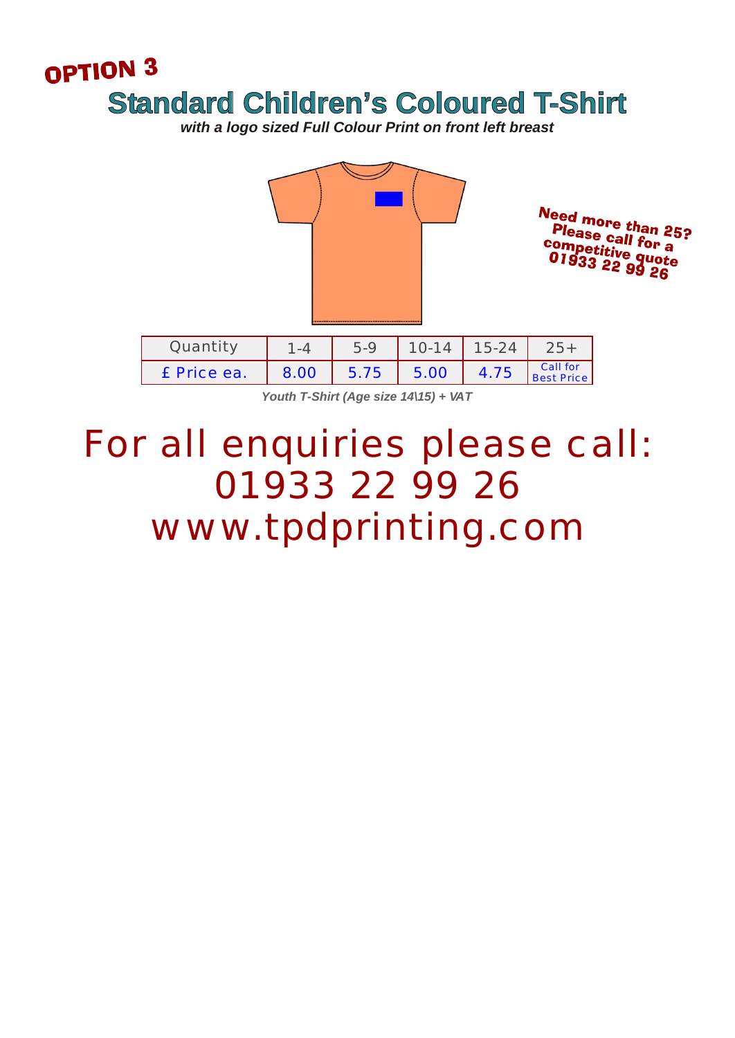**OPTION 3**

# Standard Children's Coloured T-Shirt

***with a logo sized Full Colour Print on front left breast***

**Need more than 25? Please call for a competitive quote 01933 22 99 26**

| Quantity | 1-4 | 5-9 | 10-14 | 15-24 | 25+ |
|---|---|---|---|---|---|
| £ Price ea. | 8.00 | 5.75 | 5.00 | 4.75 | Call for Best Price |

***Youth T-Shirt (Age size 14\15) + VAT***

For all enquiries please call:
01933 22 99 26
www.tpdprinting.com